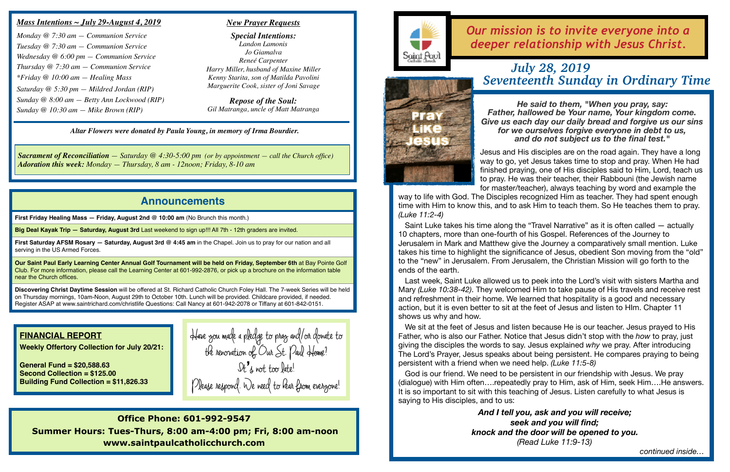## *Mass Intentions ~ July 29-August 4, 2019*

*Monday @ 7:30 am — Communion Service*
*Tuesday @ 7:30 am — Communion Service*
*Wednesday @ 6:00 pm — Communion Service*
*Thursday @ 7:30 am — Communion Service*
*\*Friday @ 10:00 am — Healing Mass*
*Saturday @ 5:30 pm — Mildred Jordan (RIP)*
*Sunday @ 8:00 am — Betty Ann Lockwood (RIP)*
*Sunday @ 10:30 am — Mike Brown (RIP)*

## *New Prayer Requests*

***Special Intentions:***
*Landon Lamonis*
*Jo Giamalva*
*Reneé Carpenter*
*Harry Miller, husband of Maxine Miller*
*Kenny Starita, son of Matilda Pavolini*
*Marguerite Cook, sister of Joni Savage*

***Repose of the Soul:***
*Gil Matranga, uncle of Matt Matranga*

*Altar Flowers were donated by Paula Young, in memory of Irma Bourdier.*

***Sacrament of Reconciliation** — Saturday @ 4:30-5:00 pm (or by appointment — call the Church office)*
***Adoration this week:** Monday — Thursday, 8 am - 12noon; Friday, 8-10 am*

## Announcements

**First Friday Healing Mass — Friday, August 2nd @ 10:00 am** (No Brunch this month.)

**Big Deal Kayak Trip — Saturday, August 3rd** Last weekend to sign up!!! All 7th - 12th graders are invited.

**First Saturday AFSM Rosary — Saturday, August 3rd @ 4:45 am** in the Chapel. Join us to pray for our nation and all serving in the US Armed Forces.

**Our Saint Paul Early Learning Center Annual Golf Tournament will be held on Friday, September 6th** at Bay Pointe Golf Club. For more information, please call the Learning Center at 601-992-2876, or pick up a brochure on the information table near the Church offices.

**Discovering Christ Daytime Session** will be offered at St. Richard Catholic Church Foley Hall. The 7-week Series will be held on Thursday mornings, 10am-Noon, August 29th to October 10th. Lunch will be provided. Childcare provided, if needed. Register ASAP at www.saintrichard.com/christlife Questions: Call Nancy at 601-942-2078 or Tiffany at 601-842-0151.

### FINANCIAL REPORT

**Weekly Offertory Collection for July 20/21:**

**General Fund = $20,588.63**
**Second Collection = $125.00**
**Building Fund Collection = $11,826.33**

Have you made a pledge to pray and/or donate to the renovation of Our St. Paul Home?
It's not too late!
Please respond. We need to hear from everyone!

**Office Phone: 601-992-9547**
**Summer Hours: Tues-Thurs, 8:00 am-4:00 pm; Fri, 8:00 am-noon**
**www.saintpaulcatholicchurch.com**

Saint Paul Catholic Church

*Our mission is to invite everyone into a deeper relationship with Jesus Christ.*

# *July 28, 2019*
# *Seventeenth Sunday in Ordinary Time*

Pray Like Jesus

***He said to them, "When you pray, say: Father, hallowed be Your name, Your kingdom come. Give us each day our daily bread and forgive us our sins for we ourselves forgive everyone in debt to us, and do not subject us to the final test."***

Jesus and His disciples are on the road again. They have a long way to go, yet Jesus takes time to stop and pray. When He had finished praying, one of His disciples said to Him, Lord, teach us to pray. He was their teacher, their Rabbouni (the Jewish name for master/teacher), always teaching by word and example the way to life with God. The Disciples recognized Him as teacher. They had spent enough time with Him to know this, and to ask Him to teach them. So He teaches them to pray. *(Luke 11:2-4)*

Saint Luke takes his time along the "Travel Narrative" as it is often called — actually 10 chapters, more than one-fourth of his Gospel. References of the Journey to Jerusalem in Mark and Matthew give the Journey a comparatively small mention. Luke takes his time to highlight the significance of Jesus, obedient Son moving from the "old" to the "new" in Jerusalem. From Jerusalem, the Christian Mission will go forth to the ends of the earth.

Last week, Saint Luke allowed us to peek into the Lord's visit with sisters Martha and Mary *(Luke 10:38-42)*. They welcomed Him to take pause of His travels and receive rest and refreshment in their home. We learned that hospitality is a good and necessary action, but it is even better to sit at the feet of Jesus and listen to HIm. Chapter 11 shows us why and how.

We sit at the feet of Jesus and listen because He is our teacher. Jesus prayed to His Father, who is also our Father. Notice that Jesus didn't stop with the *how* to pray, just giving the disciples the words to say. Jesus explained *why* we pray. After introducing The Lord's Prayer, Jesus speaks about being persistent. He compares praying to being persistent with a friend when we need help. *(Luke 11:5-8)*

God is our friend. We need to be persistent in our friendship with Jesus. We pray (dialogue) with Him often….repeatedly pray to Him, ask of Him, seek Him….He answers. It is so important to sit with this teaching of Jesus. Listen carefully to what Jesus is saying to His disciples, and to us:

***And I tell you, ask and you will receive;***
***seek and you will find;***
***knock and the door will be opened to you.***
*(Read Luke 11:9-13)*

*continued inside…*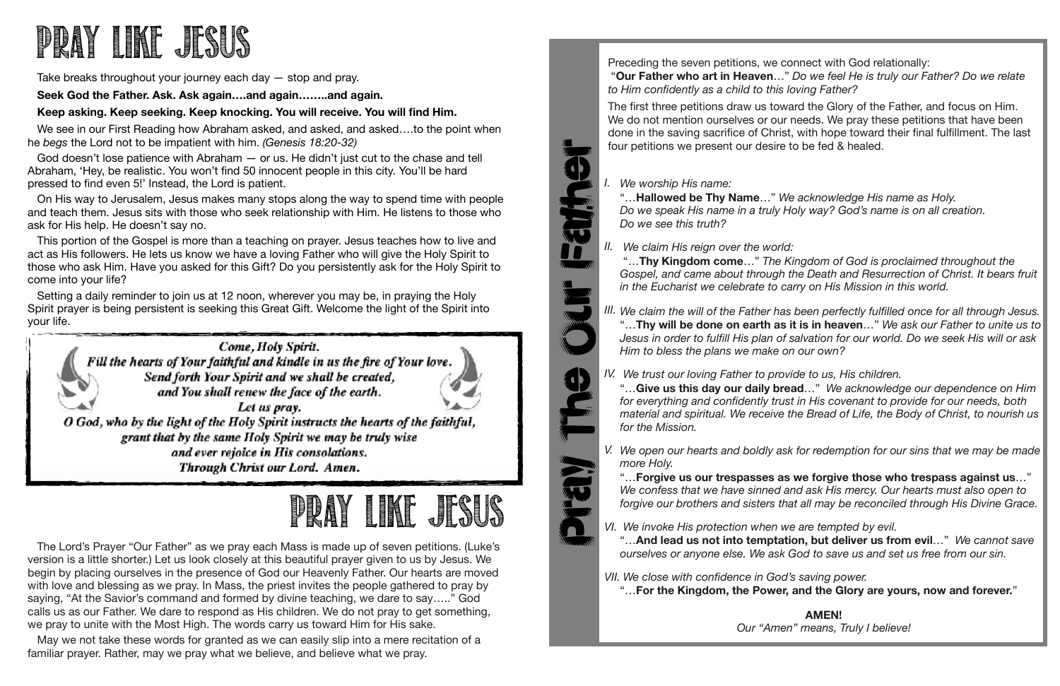# PRAY LIKE JESUS

Take breaks throughout your journey each day — stop and pray.

**Seek God the Father. Ask. Ask again….and again……..and again.**

**Keep asking. Keep seeking. Keep knocking. You will receive. You will find Him.**

We see in our First Reading how Abraham asked, and asked, and asked….to the point when he *begs* the Lord not to be impatient with him. *(Genesis 18:20-32)*

God doesn't lose patience with Abraham — or us. He didn't just cut to the chase and tell Abraham, 'Hey, be realistic. You won't find 50 innocent people in this city. You'll be hard pressed to find even 5!' Instead, the Lord is patient.

On His way to Jerusalem, Jesus makes many stops along the way to spend time with people and teach them. Jesus sits with those who seek relationship with Him. He listens to those who ask for His help. He doesn't say no.

This portion of the Gospel is more than a teaching on prayer. Jesus teaches how to live and act as His followers. He lets us know we have a loving Father who will give the Holy Spirit to those who ask Him. Have you asked for this Gift? Do you persistently ask for the Holy Spirit to come into your life?

Setting a daily reminder to join us at 12 noon, wherever you may be, in praying the Holy Spirit prayer is being persistent is seeking this Great Gift. Welcome the light of the Spirit into your life.

*Come, Holy Spirit.*
*Fill the hearts of Your faithful and kindle in us the fire of Your love.*
*Send forth Your Spirit and we shall be created,*
*and You shall renew the face of the earth.*
*Let us pray.*
*O God, who by the light of the Holy Spirit instructs the hearts of the faithful,*
*grant that by the same Holy Spirit we may be truly wise*
*and ever rejoice in His consolations.*
*Through Christ our Lord. Amen.*

# PRAY LIKE JESUS

The Lord's Prayer "Our Father" as we pray each Mass is made up of seven petitions. (Luke's version is a little shorter.) Let us look closely at this beautiful prayer given to us by Jesus. We begin by placing ourselves in the presence of God our Heavenly Father. Our hearts are moved with love and blessing as we pray. In Mass, the priest invites the people gathered to pray by saying, "At the Savior's command and formed by divine teaching, we dare to say….." God calls us as our Father. We dare to respond as His children. We do not pray to get something, we pray to unite with the Most High. The words carry us toward Him for His sake.

May we not take these words for granted as we can easily slip into a mere recitation of a familiar prayer. Rather, may we pray what we believe, and believe what we pray.

## Pray The Our Father

Preceding the seven petitions, we connect with God relationally:
"**Our Father who art in Heaven**…" *Do we feel He is truly our Father? Do we relate to Him confidently as a child to this loving Father?*

The first three petitions draw us toward the Glory of the Father, and focus on Him. We do not mention ourselves or our needs. We pray these petitions that have been done in the saving sacrifice of Christ, with hope toward their final fulfillment. The last four petitions we present our desire to be fed & healed.

I. *We worship His name:*
"…**Hallowed be Thy Name**…" *We acknowledge His name as Holy. Do we speak His name in a truly Holy way? God's name is on all creation. Do we see this truth?*

II. *We claim His reign over the world:*
"…**Thy Kingdom come**…" *The Kingdom of God is proclaimed throughout the Gospel, and came about through the Death and Resurrection of Christ. It bears fruit in the Eucharist we celebrate to carry on His Mission in this world.*

III. *We claim the will of the Father has been perfectly fulfilled once for all through Jesus.*
"…**Thy will be done on earth as it is in heaven**…" *We ask our Father to unite us to Jesus in order to fulfill His plan of salvation for our world. Do we seek His will or ask Him to bless the plans we make on our own?*

IV. *We trust our loving Father to provide to us, His children.*
"…**Give us this day our daily bread**…" *We acknowledge our dependence on Him for everything and confidently trust in His covenant to provide for our needs, both material and spiritual. We receive the Bread of Life, the Body of Christ, to nourish us for the Mission.*

V. *We open our hearts and boldly ask for redemption for our sins that we may be made more Holy.*
"…**Forgive us our trespasses as we forgive those who trespass against us**…" *We confess that we have sinned and ask His mercy. Our hearts must also open to forgive our brothers and sisters that all may be reconciled through His Divine Grace.*

VI. *We invoke His protection when we are tempted by evil.*
"…**And lead us not into temptation, but deliver us from evil**…" *We cannot save ourselves or anyone else. We ask God to save us and set us free from our sin.*

VII. *We close with confidence in God's saving power.*
"…**For the Kingdom, the Power, and the Glory are yours, now and forever.**"

**AMEN!**
*Our "Amen" means, Truly I believe!*